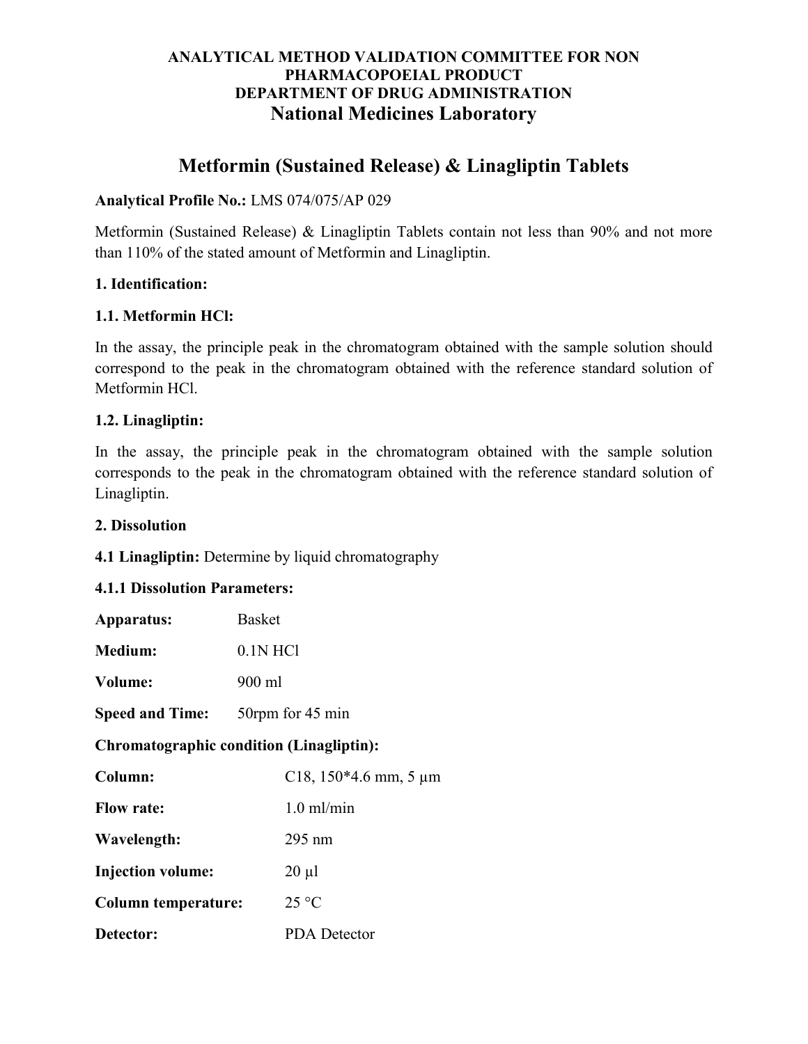**ANALYTICAL METHOD VALIDATION COMMITTEE FOR NON PHARMACOPOEIAL PRODUCT**
**DEPARTMENT OF DRUG ADMINISTRATION**
**National Medicines Laboratory**

# Metformin (Sustained Release) & Linagliptin Tablets

**Analytical Profile No.:** LMS 074/075/AP 029

Metformin (Sustained Release) & Linagliptin Tablets contain not less than 90% and not more than 110% of the stated amount of Metformin and Linagliptin.

**1. Identification:**

**1.1. Metformin HCl:**

In the assay, the principle peak in the chromatogram obtained with the sample solution should correspond to the peak in the chromatogram obtained with the reference standard solution of Metformin HCl.

**1.2. Linagliptin:**

In the assay, the principle peak in the chromatogram obtained with the sample solution corresponds to the peak in the chromatogram obtained with the reference standard solution of Linagliptin.

**2. Dissolution**

**4.1 Linagliptin:** Determine by liquid chromatography

**4.1.1 Dissolution Parameters:**

**Apparatus:** Basket

**Medium:** 0.1N HCl

**Volume:** 900 ml

**Speed and Time:** 50rpm for 45 min

**Chromatographic condition (Linagliptin):**

**Column:** C18, 150*4.6 mm, 5 µm

**Flow rate:** 1.0 ml/min

**Wavelength:** 295 nm

**Injection volume:** 20 µl

**Column temperature:** 25 °C

**Detector:** PDA Detector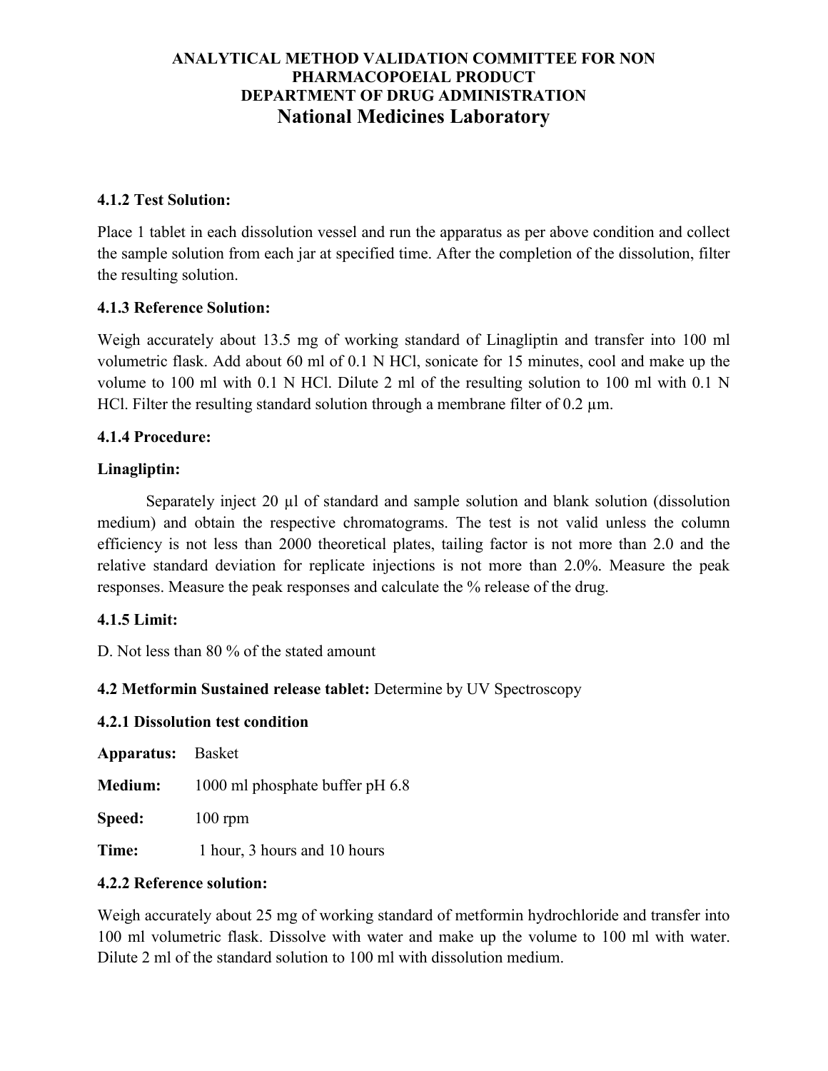**4.1.2 Test Solution:**

Place 1 tablet in each dissolution vessel and run the apparatus as per above condition and collect the sample solution from each jar at specified time. After the completion of the dissolution, filter the resulting solution.

**4.1.3 Reference Solution:**

Weigh accurately about 13.5 mg of working standard of Linagliptin and transfer into 100 ml volumetric flask. Add about 60 ml of 0.1 N HCl, sonicate for 15 minutes, cool and make up the volume to 100 ml with 0.1 N HCl. Dilute 2 ml of the resulting solution to 100 ml with 0.1 N HCl. Filter the resulting standard solution through a membrane filter of 0.2 µm.

**4.1.4 Procedure:**

**Linagliptin:**

Separately inject 20 µl of standard and sample solution and blank solution (dissolution medium) and obtain the respective chromatograms. The test is not valid unless the column efficiency is not less than 2000 theoretical plates, tailing factor is not more than 2.0 and the relative standard deviation for replicate injections is not more than 2.0%. Measure the peak responses. Measure the peak responses and calculate the % release of the drug.

**4.1.5 Limit:**

D. Not less than 80 % of the stated amount

**4.2 Metformin Sustained release tablet:** Determine by UV Spectroscopy

**4.2.1 Dissolution test condition**

**Apparatus:** Basket

**Medium:** 1000 ml phosphate buffer pH 6.8

**Speed:** 100 rpm

**Time:** 1 hour, 3 hours and 10 hours

**4.2.2 Reference solution:**

Weigh accurately about 25 mg of working standard of metformin hydrochloride and transfer into 100 ml volumetric flask. Dissolve with water and make up the volume to 100 ml with water. Dilute 2 ml of the standard solution to 100 ml with dissolution medium.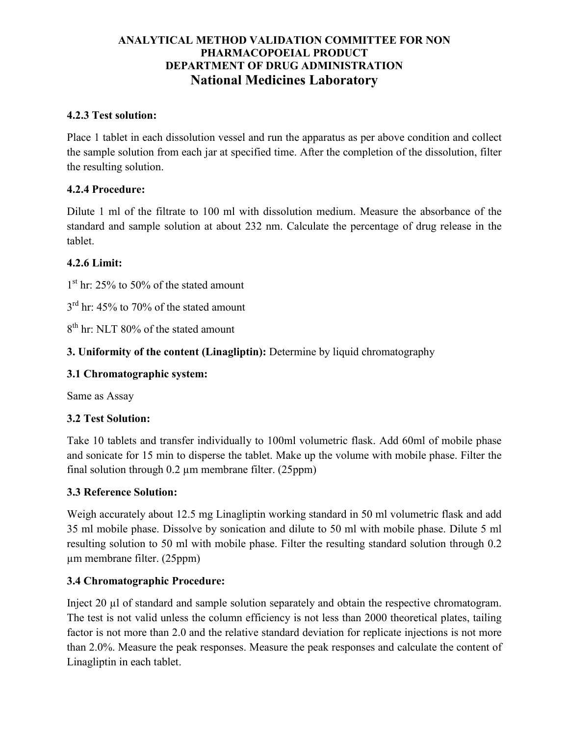#### 4.2.3 Test solution:

Place 1 tablet in each dissolution vessel and run the apparatus as per above condition and collect the sample solution from each jar at specified time. After the completion of the dissolution, filter the resulting solution.

#### 4.2.4 Procedure:

Dilute 1 ml of the filtrate to 100 ml with dissolution medium. Measure the absorbance of the standard and sample solution at about 232 nm. Calculate the percentage of drug release in the tablet.

#### 4.2.6 Limit:

1st hr: 25% to 50% of the stated amount

3rd hr: 45% to 70% of the stated amount

8th hr: NLT 80% of the stated amount

**3. Uniformity of the content (Linagliptin):** Determine by liquid chromatography

#### 3.1 Chromatographic system:

Same as Assay

#### 3.2 Test Solution:

Take 10 tablets and transfer individually to 100ml volumetric flask. Add 60ml of mobile phase and sonicate for 15 min to disperse the tablet. Make up the volume with mobile phase. Filter the final solution through 0.2 µm membrane filter. (25ppm)

#### 3.3 Reference Solution:

Weigh accurately about 12.5 mg Linagliptin working standard in 50 ml volumetric flask and add 35 ml mobile phase. Dissolve by sonication and dilute to 50 ml with mobile phase. Dilute 5 ml resulting solution to 50 ml with mobile phase. Filter the resulting standard solution through 0.2 µm membrane filter. (25ppm)

#### 3.4 Chromatographic Procedure:

Inject 20 µl of standard and sample solution separately and obtain the respective chromatogram. The test is not valid unless the column efficiency is not less than 2000 theoretical plates, tailing factor is not more than 2.0 and the relative standard deviation for replicate injections is not more than 2.0%. Measure the peak responses. Measure the peak responses and calculate the content of Linagliptin in each tablet.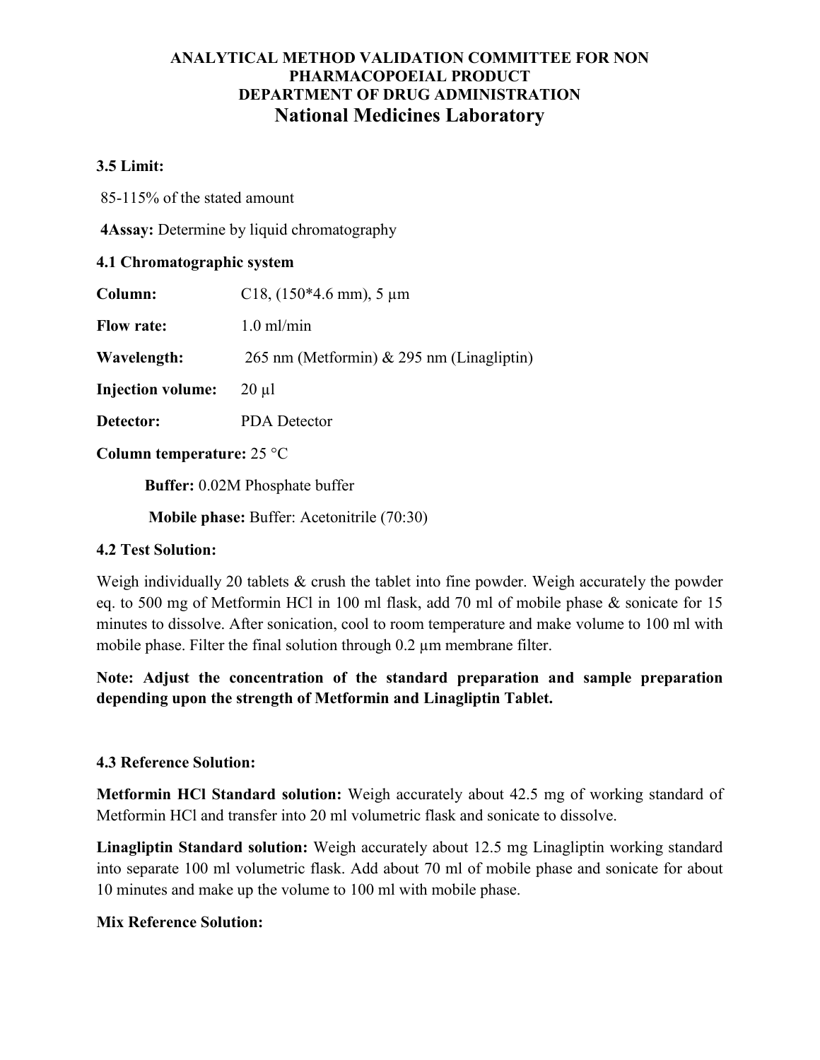**ANALYTICAL METHOD VALIDATION COMMITTEE FOR NON PHARMACOPOEIAL PRODUCT**
**DEPARTMENT OF DRUG ADMINISTRATION**
## National Medicines Laboratory

### 3.5 Limit:

85-115% of the stated amount

**4Assay:** Determine by liquid chromatography

### 4.1 Chromatographic system

**Column:** C18, (150*4.6 mm), 5 µm

**Flow rate:** 1.0 ml/min

**Wavelength:** 265 nm (Metformin) & 295 nm (Linagliptin)

**Injection volume:** 20 µl

**Detector:** PDA Detector

**Column temperature:** 25 °C

**Buffer:** 0.02M Phosphate buffer

**Mobile phase:** Buffer: Acetonitrile (70:30)

### 4.2 Test Solution:

Weigh individually 20 tablets & crush the tablet into fine powder. Weigh accurately the powder eq. to 500 mg of Metformin HCl in 100 ml flask, add 70 ml of mobile phase & sonicate for 15 minutes to dissolve. After sonication, cool to room temperature and make volume to 100 ml with mobile phase. Filter the final solution through 0.2 µm membrane filter.

**Note: Adjust the concentration of the standard preparation and sample preparation depending upon the strength of Metformin and Linagliptin Tablet.**

### 4.3 Reference Solution:

**Metformin HCl Standard solution:** Weigh accurately about 42.5 mg of working standard of Metformin HCl and transfer into 20 ml volumetric flask and sonicate to dissolve.

**Linagliptin Standard solution:** Weigh accurately about 12.5 mg Linagliptin working standard into separate 100 ml volumetric flask. Add about 70 ml of mobile phase and sonicate for about 10 minutes and make up the volume to 100 ml with mobile phase.

**Mix Reference Solution:**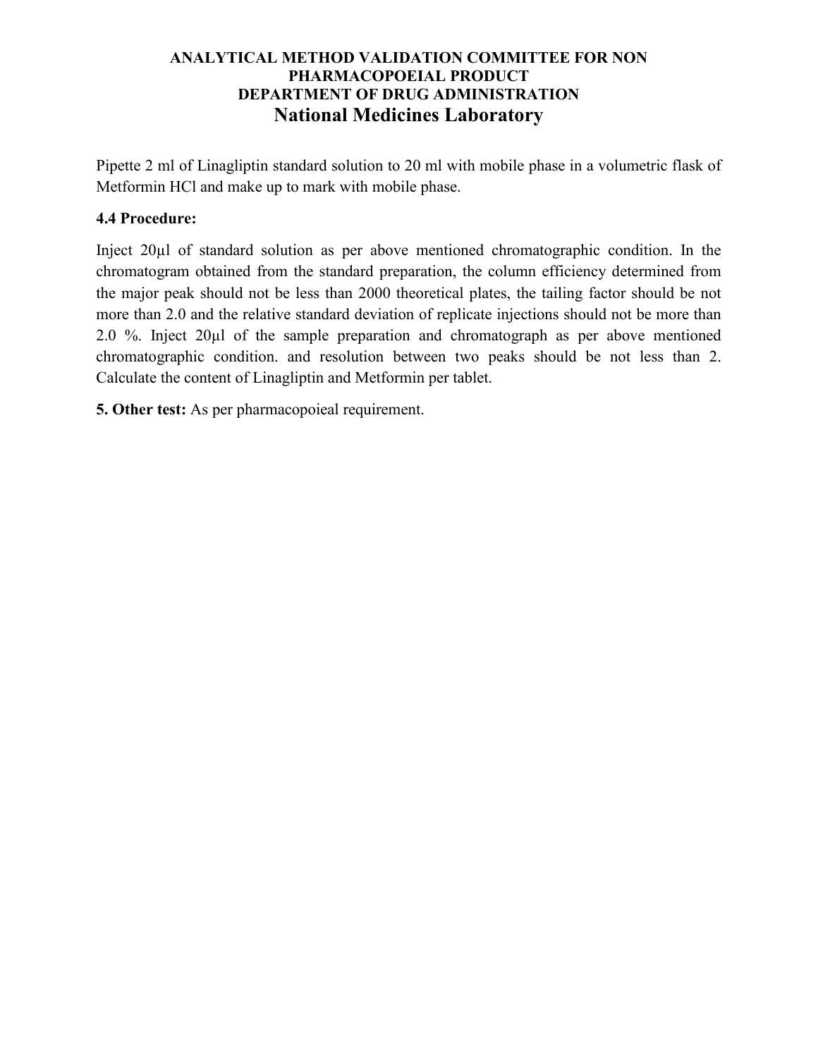Pipette 2 ml of Linagliptin standard solution to 20 ml with mobile phase in a volumetric flask of Metformin HCl and make up to mark with mobile phase.

**4.4 Procedure:**

Inject 20µl of standard solution as per above mentioned chromatographic condition. In the chromatogram obtained from the standard preparation, the column efficiency determined from the major peak should not be less than 2000 theoretical plates, the tailing factor should be not more than 2.0 and the relative standard deviation of replicate injections should not be more than 2.0 %. Inject 20µl of the sample preparation and chromatograph as per above mentioned chromatographic condition. and resolution between two peaks should be not less than 2. Calculate the content of Linagliptin and Metformin per tablet.

**5. Other test:** As per pharmacopoieal requirement.